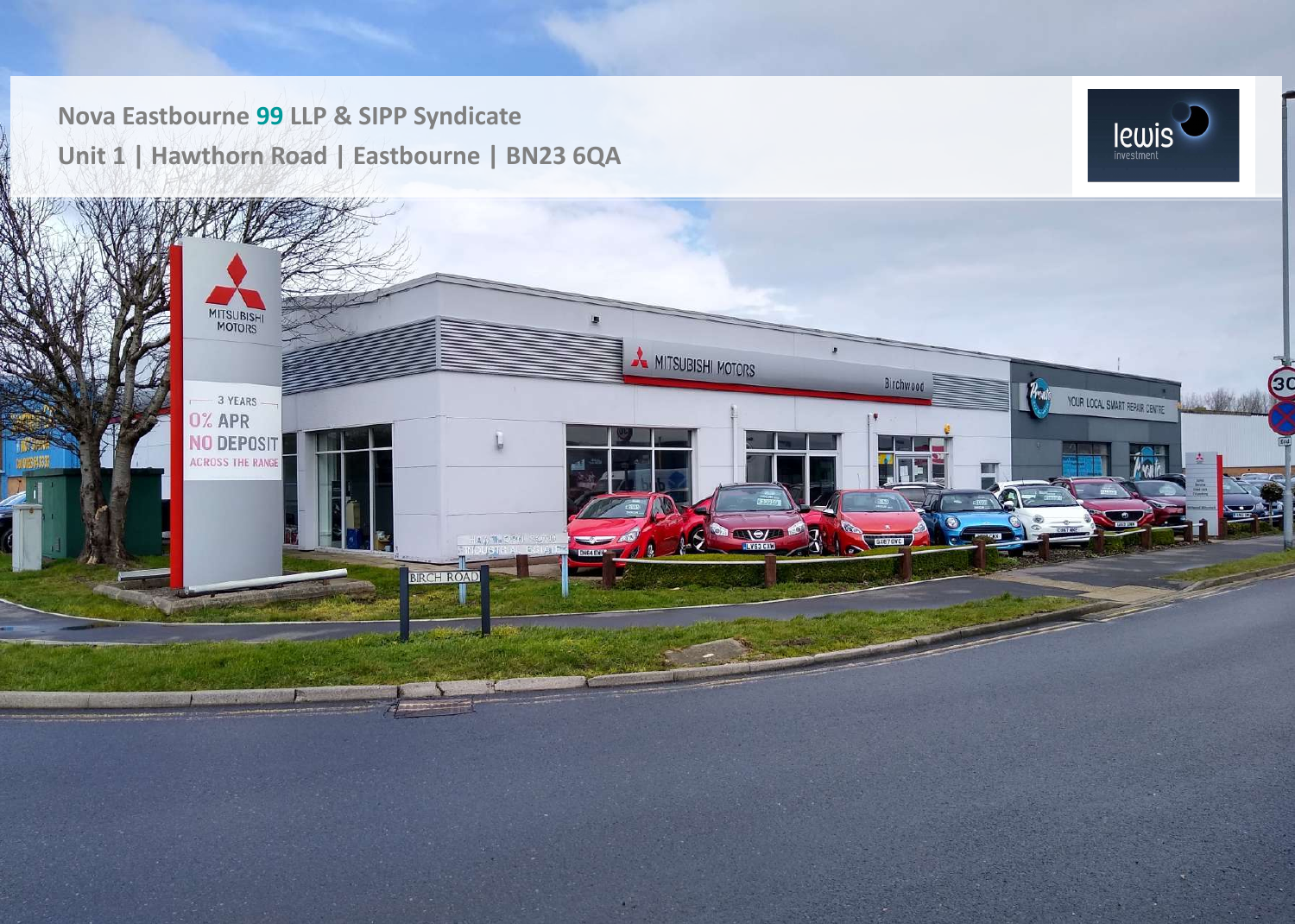# Nova Eastbourne 99 LLP & SIPP Syndicate

## Unit 1 | Hawthorn Road | Eastbourne | BN23 6QA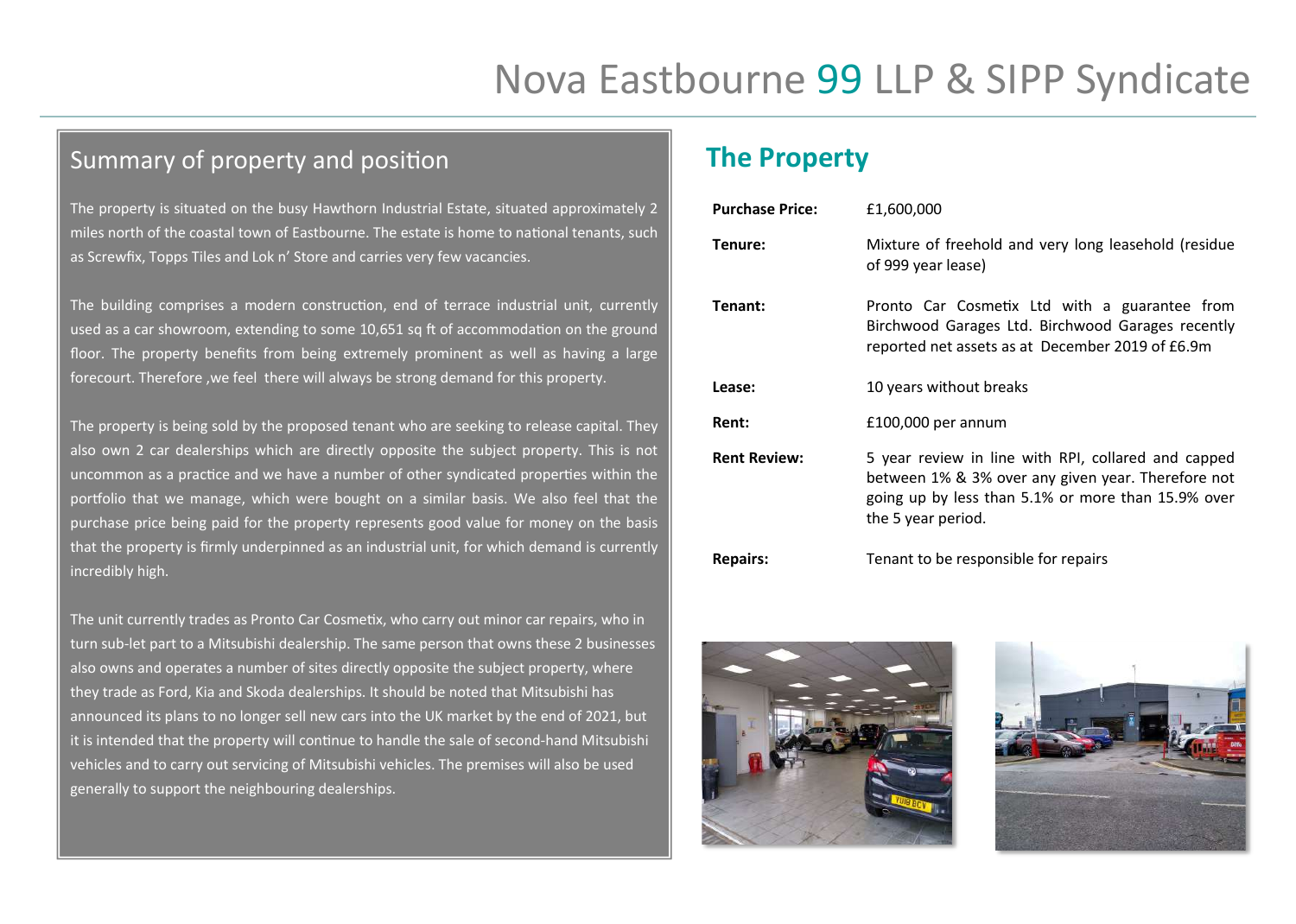# Nova Eastbourne 99 LLP & SIPP Syndicate

## Summary of property and position

The property is situated on the busy Hawthorn Industrial Estate, situated approximately 2 miles north of the coastal town of Eastbourne. The estate is home to national tenants, such as Screwfix, Topps Tiles and Lok n' Store and carries very few vacancies.

The building comprises a modern construction, end of terrace industrial unit, currently used as a car showroom, extending to some 10,651 sq ft of accommodation on the ground floor. The property benefits from being extremely prominent as well as having a large forecourt. Therefore ,we feel there will always be strong demand for this property.

The property is being sold by the proposed tenant who are seeking to release capital. They also own 2 car dealerships which are directly opposite the subject property. This is not uncommon as a practice and we have a number of other syndicated properties within the portfolio that we manage, which were bought on a similar basis. We also feel that the purchase price being paid for the property represents good value for money on the basis that the property is firmly underpinned as an industrial unit, for which demand is currently incredibly high.

The unit currently trades as Pronto Car Cosmetix, who carry out minor car repairs, who in turn sub-let part to a Mitsubishi dealership. The same person that owns these 2 businesses also owns and operates a number of sites directly opposite the subject property, where they trade as Ford, Kia and Skoda dealerships. It should be noted that Mitsubishi has announced its plans to no longer sell new cars into the UK market by the end of 2021, but it is intended that the property will continue to handle the sale of second-hand Mitsubishi vehicles and to carry out servicing of Mitsubishi vehicles. The premises will also be used generally to support the neighbouring dealerships.

## The Property

| | |
|---|---|
| **Purchase Price:** | £1,600,000 |
| **Tenure:** | Mixture of freehold and very long leasehold (residue of 999 year lease) |
| **Tenant:** | Pronto Car Cosmetix Ltd with a guarantee from Birchwood Garages Ltd. Birchwood Garages recently reported net assets as at December 2019 of £6.9m |
| **Lease:** | 10 years without breaks |
| **Rent:** | £100,000 per annum |
| **Rent Review:** | 5 year review in line with RPI, collared and capped between 1% & 3% over any given year. Therefore not going up by less than 5.1% or more than 15.9% over the 5 year period. |
| **Repairs:** | Tenant to be responsible for repairs |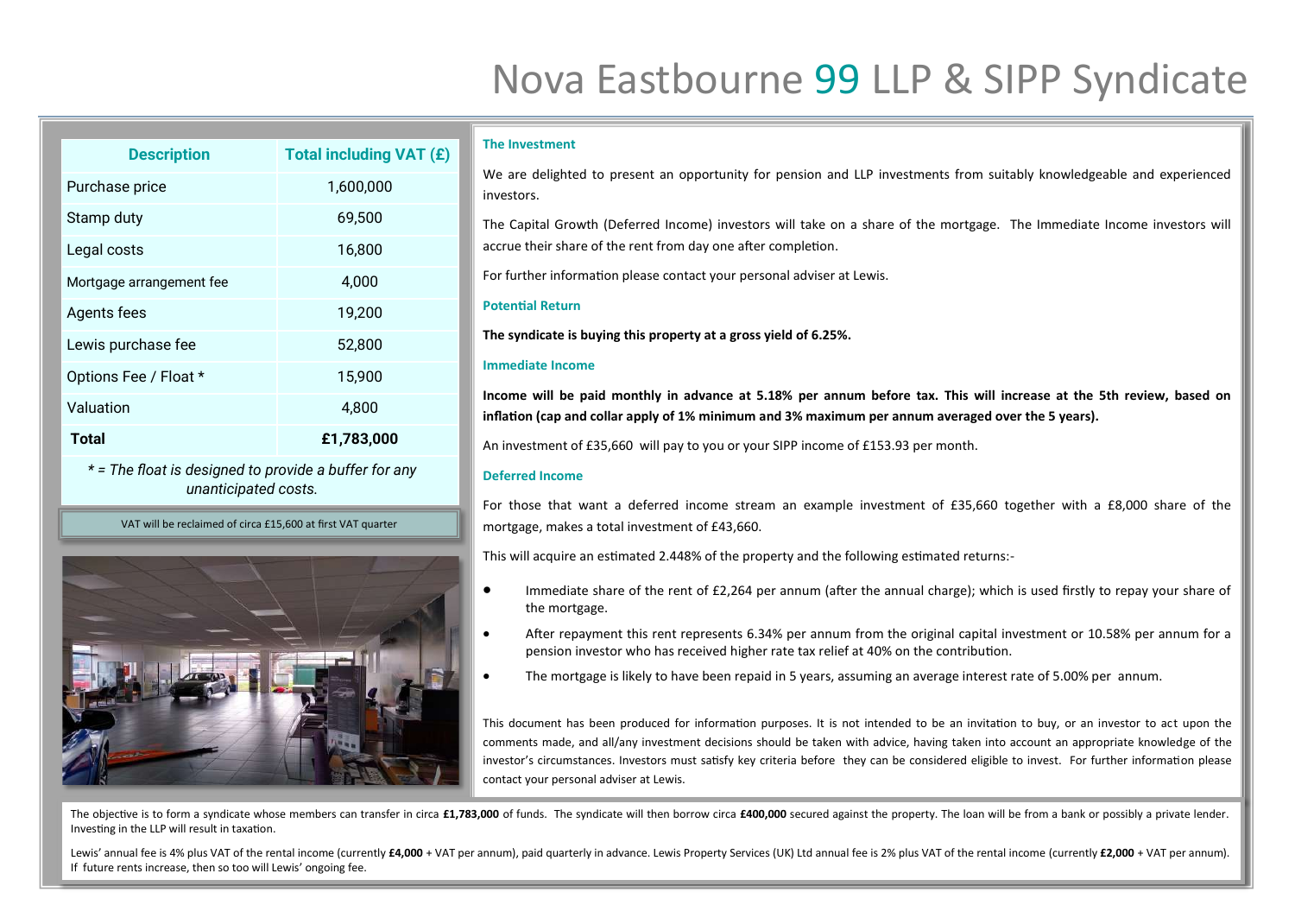# Nova Eastbourne 99 LLP & SIPP Syndicate

| Description | Total including VAT (£) |
|---|---|
| Purchase price | 1,600,000 |
| Stamp duty | 69,500 |
| Legal costs | 16,800 |
| Mortgage arrangement fee | 4,000 |
| Agents fees | 19,200 |
| Lewis purchase fee | 52,800 |
| Options Fee / Float * | 15,900 |
| Valuation | 4,800 |
| **Total** | **£1,783,000** |

*\* = The float is designed to provide a buffer for any unanticipated costs.*

VAT will be reclaimed of circa £15,600 at first VAT quarter

### The Investment

We are delighted to present an opportunity for pension and LLP investments from suitably knowledgeable and experienced investors.

The Capital Growth (Deferred Income) investors will take on a share of the mortgage. The Immediate Income investors will accrue their share of the rent from day one after completion.

For further information please contact your personal adviser at Lewis.

### Potential Return

**The syndicate is buying this property at a gross yield of 6.25%.**

### Immediate Income

**Income will be paid monthly in advance at 5.18% per annum before tax. This will increase at the 5th review, based on inflation (cap and collar apply of 1% minimum and 3% maximum per annum averaged over the 5 years).**

An investment of £35,660 will pay to you or your SIPP income of £153.93 per month.

### Deferred Income

For those that want a deferred income stream an example investment of £35,660 together with a £8,000 share of the mortgage, makes a total investment of £43,660.

This will acquire an estimated 2.448% of the property and the following estimated returns:-

- Immediate share of the rent of £2,264 per annum (after the annual charge); which is used firstly to repay your share of the mortgage.
- After repayment this rent represents 6.34% per annum from the original capital investment or 10.58% per annum for a pension investor who has received higher rate tax relief at 40% on the contribution.
- The mortgage is likely to have been repaid in 5 years, assuming an average interest rate of 5.00% per annum.

This document has been produced for information purposes. It is not intended to be an invitation to buy, or an investor to act upon the comments made, and all/any investment decisions should be taken with advice, having taken into account an appropriate knowledge of the investor's circumstances. Investors must satisfy key criteria before they can be considered eligible to invest. For further information please contact your personal adviser at Lewis.

The objective is to form a syndicate whose members can transfer in circa **£1,783,000** of funds. The syndicate will then borrow circa **£400,000** secured against the property. The loan will be from a bank or possibly a private lender. Investing in the LLP will result in taxation.

Lewis' annual fee is 4% plus VAT of the rental income (currently **£4,000** + VAT per annum), paid quarterly in advance. Lewis Property Services (UK) Ltd annual fee is 2% plus VAT of the rental income (currently **£2,000** + VAT per annum). If future rents increase, then so too will Lewis' ongoing fee.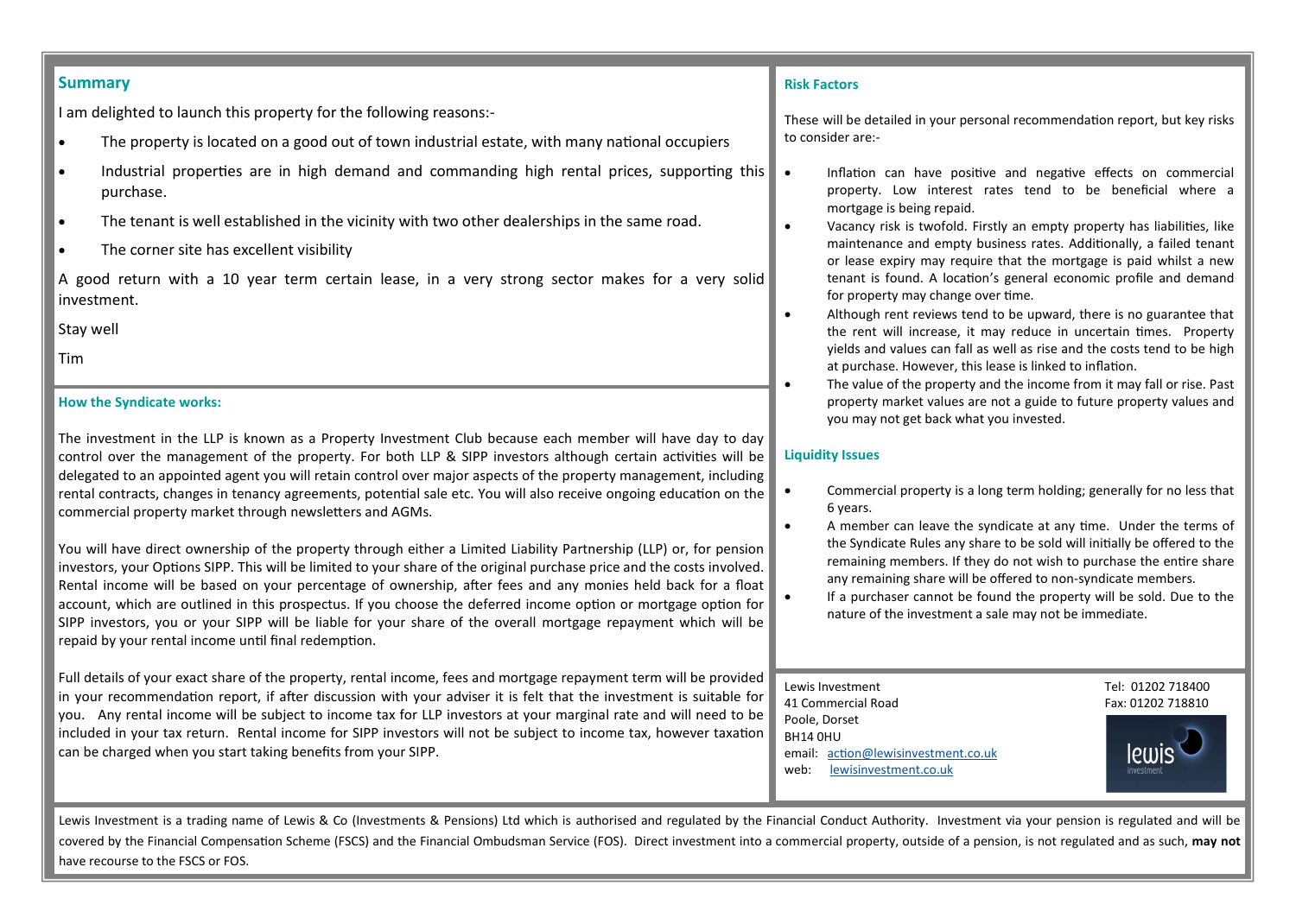## Summary

I am delighted to launch this property for the following reasons:-

- The property is located on a good out of town industrial estate, with many national occupiers
- Industrial properties are in high demand and commanding high rental prices, supporting this purchase.
- The tenant is well established in the vicinity with two other dealerships in the same road.
- The corner site has excellent visibility

A good return with a 10 year term certain lease, in a very strong sector makes for a very solid investment.

Stay well

Tim

### How the Syndicate works:

The investment in the LLP is known as a Property Investment Club because each member will have day to day control over the management of the property. For both LLP & SIPP investors although certain activities will be delegated to an appointed agent you will retain control over major aspects of the property management, including rental contracts, changes in tenancy agreements, potential sale etc. You will also receive ongoing education on the commercial property market through newsletters and AGMs.

You will have direct ownership of the property through either a Limited Liability Partnership (LLP) or, for pension investors, your Options SIPP. This will be limited to your share of the original purchase price and the costs involved. Rental income will be based on your percentage of ownership, after fees and any monies held back for a float account, which are outlined in this prospectus. If you choose the deferred income option or mortgage option for SIPP investors, you or your SIPP will be liable for your share of the overall mortgage repayment which will be repaid by your rental income until final redemption.

Full details of your exact share of the property, rental income, fees and mortgage repayment term will be provided in your recommendation report, if after discussion with your adviser it is felt that the investment is suitable for you. Any rental income will be subject to income tax for LLP investors at your marginal rate and will need to be included in your tax return. Rental income for SIPP investors will not be subject to income tax, however taxation can be charged when you start taking benefits from your SIPP.

### Risk Factors

These will be detailed in your personal recommendation report, but key risks to consider are:-

- Inflation can have positive and negative effects on commercial property. Low interest rates tend to be beneficial where a mortgage is being repaid.
- Vacancy risk is twofold. Firstly an empty property has liabilities, like maintenance and empty business rates. Additionally, a failed tenant or lease expiry may require that the mortgage is paid whilst a new tenant is found. A location's general economic profile and demand for property may change over time.
- Although rent reviews tend to be upward, there is no guarantee that the rent will increase, it may reduce in uncertain times. Property yields and values can fall as well as rise and the costs tend to be high at purchase. However, this lease is linked to inflation.
- The value of the property and the income from it may fall or rise. Past property market values are not a guide to future property values and you may not get back what you invested.

### Liquidity Issues

- Commercial property is a long term holding; generally for no less that 6 years.
- A member can leave the syndicate at any time. Under the terms of the Syndicate Rules any share to be sold will initially be offered to the remaining members. If they do not wish to purchase the entire share any remaining share will be offered to non-syndicate members.
- If a purchaser cannot be found the property will be sold. Due to the nature of the investment a sale may not be immediate.

Lewis Investment
41 Commercial Road
Poole, Dorset
BH14 0HU
email: action@lewisinvestment.co.uk
web: lewisinvestment.co.uk

Tel: 01202 718400
Fax: 01202 718810

Lewis Investment is a trading name of Lewis & Co (Investments & Pensions) Ltd which is authorised and regulated by the Financial Conduct Authority. Investment via your pension is regulated and will be covered by the Financial Compensation Scheme (FSCS) and the Financial Ombudsman Service (FOS). Direct investment into a commercial property, outside of a pension, is not regulated and as such, **may not** have recourse to the FSCS or FOS.